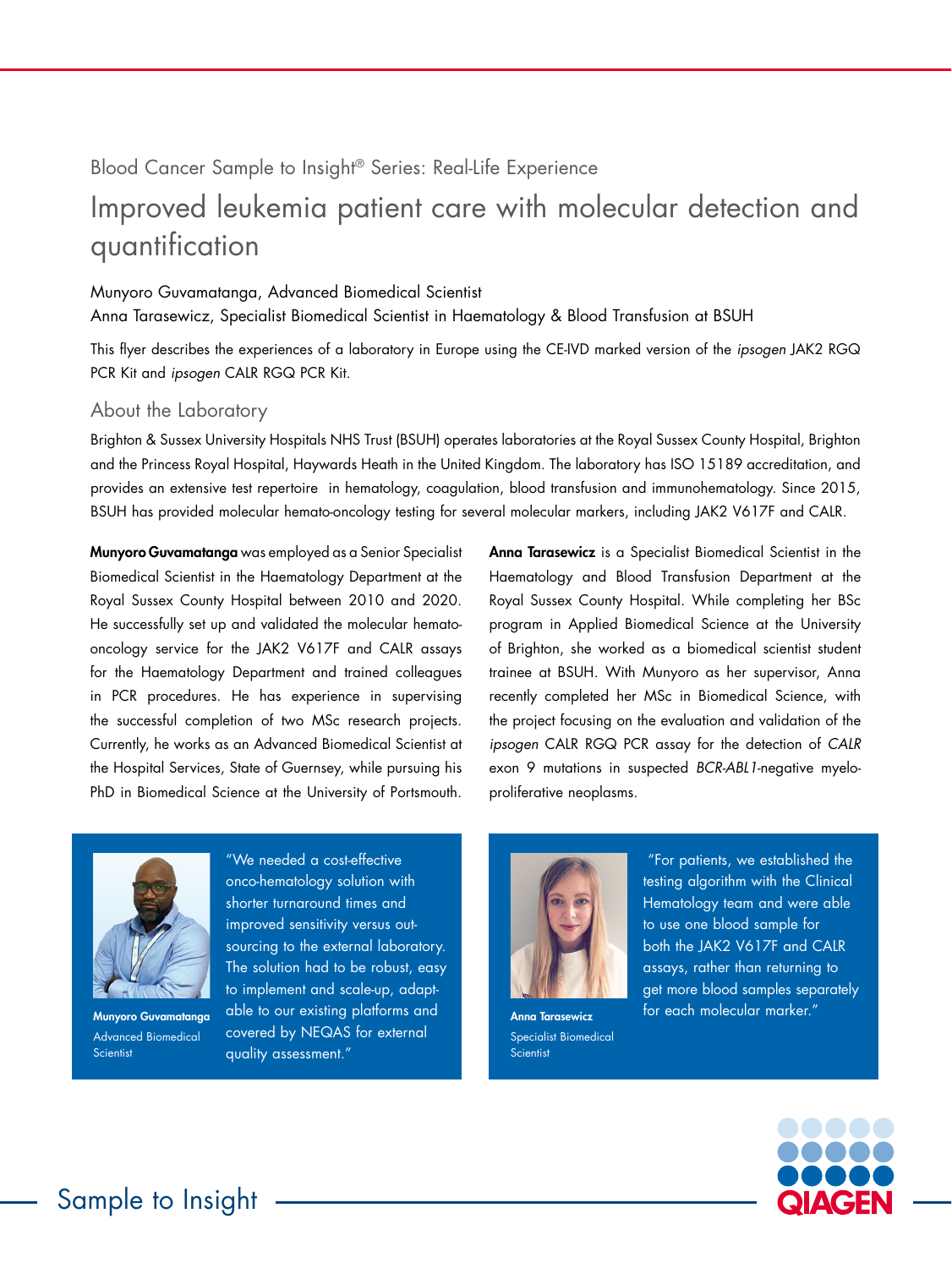Blood Cancer Sample to Insight® Series: Real-Life Experience

# Improved leukemia patient care with molecular detection and quantification

Munyoro Guvamatanga, Advanced Biomedical Scientist

Anna Tarasewicz, Specialist Biomedical Scientist in Haematology & Blood Transfusion at BSUH

This flyer describes the experiences of a laboratory in Europe using the CE-IVD marked version of the *ipsogen* JAK2 RGQ PCR Kit and *ipsogen* CALR RGQ PCR Kit.

## About the Laboratory

Brighton & Sussex University Hospitals NHS Trust (BSUH) operates laboratories at the Royal Sussex County Hospital, Brighton and the Princess Royal Hospital, Haywards Heath in the United Kingdom. The laboratory has ISO 15189 accreditation, and provides an extensive test repertoire in hematology, coagulation, blood transfusion and immunohematology. Since 2015, BSUH has provided molecular hemato-oncology testing for several molecular markers, including JAK2 V617F and CALR.

**Munyoro Guvamatanga** was employed as a Senior Specialist Biomedical Scientist in the Haematology Department at the Royal Sussex County Hospital between 2010 and 2020. He successfully set up and validated the molecular hemato-oncology service for the JAK2 V617F and CALR assays for the Haematology Department and trained colleagues in PCR procedures. He has experience in supervising the successful completion of two MSc research projects. Currently, he works as an Advanced Biomedical Scientist at the Hospital Services, State of Guernsey, while pursuing his PhD in Biomedical Science at the University of Portsmouth.

**Anna Tarasewicz** is a Specialist Biomedical Scientist in the Haematology and Blood Transfusion Department at the Royal Sussex County Hospital. While completing her BSc program in Applied Biomedical Science at the University of Brighton, she worked as a biomedical scientist student trainee at BSUH. With Munyoro as her supervisor, Anna recently completed her MSc in Biomedical Science, with the project focusing on the evaluation and validation of the *ipsogen* CALR RGQ PCR assay for the detection of *CALR* exon 9 mutations in suspected *BCR-ABL1*-negative myeloproliferative neoplasms.

"We needed a cost-effective onco-hematology solution with shorter turnaround times and improved sensitivity versus outsourcing to the external laboratory. The solution had to be robust, easy to implement and scale-up, adaptable to our existing platforms and covered by NEQAS for external quality assessment."

**Munyoro Guvamatanga**
Advanced Biomedical Scientist

"For patients, we established the testing algorithm with the Clinical Hematology team and were able to use one blood sample for both the JAK2 V617F and CALR assays, rather than returning to get more blood samples separately for each molecular marker."

**Anna Tarasewicz**
Specialist Biomedical Scientist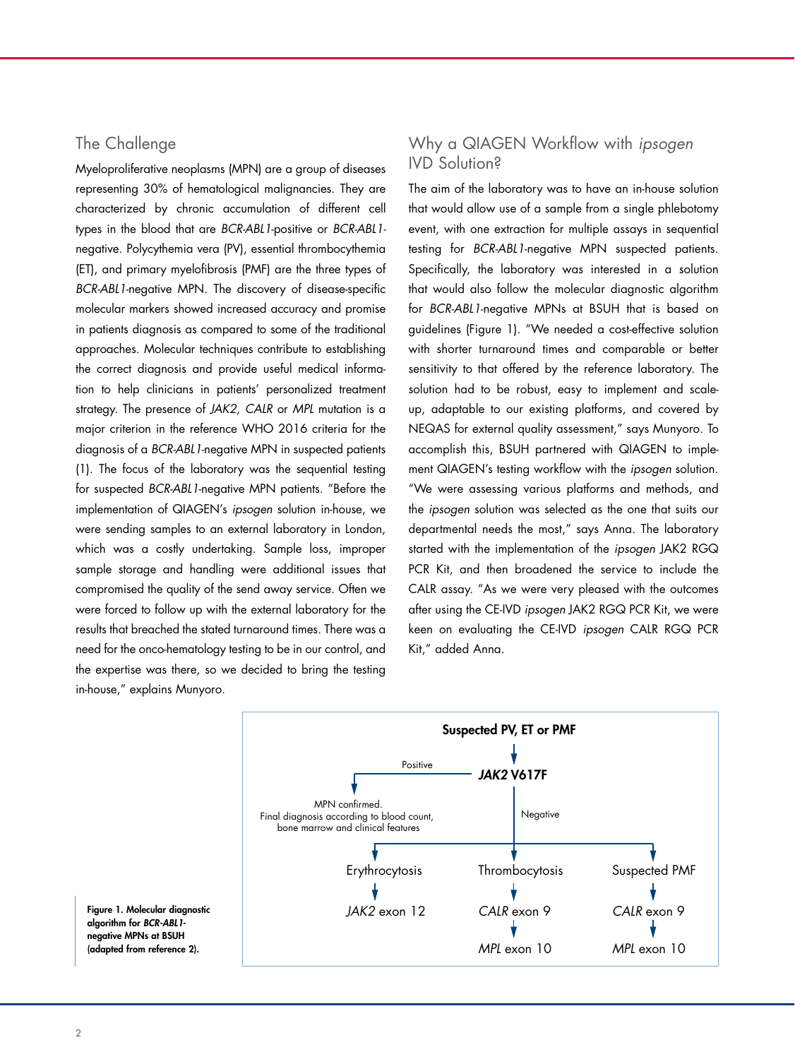## The Challenge

Myeloproliferative neoplasms (MPN) are a group of diseases representing 30% of hematological malignancies. They are characterized by chronic accumulation of different cell types in the blood that are *BCR-ABL1*-positive or *BCR-ABL1*-negative. Polycythemia vera (PV), essential thrombocythemia (ET), and primary myelofibrosis (PMF) are the three types of *BCR-ABL1*-negative MPN. The discovery of disease-specific molecular markers showed increased accuracy and promise in patients diagnosis as compared to some of the traditional approaches. Molecular techniques contribute to establishing the correct diagnosis and provide useful medical information to help clinicians in patients' personalized treatment strategy. The presence of *JAK2, CALR* or *MPL* mutation is a major criterion in the reference WHO 2016 criteria for the diagnosis of a *BCR-ABL1*-negative MPN in suspected patients (1). The focus of the laboratory was the sequential testing for suspected *BCR-ABL1*-negative MPN patients. "Before the implementation of QIAGEN's *ipsogen* solution in-house, we were sending samples to an external laboratory in London, which was a costly undertaking. Sample loss, improper sample storage and handling were additional issues that compromised the quality of the send away service. Often we were forced to follow up with the external laboratory for the results that breached the stated turnaround times. There was a need for the onco-hematology testing to be in our control, and the expertise was there, so we decided to bring the testing in-house," explains Munyoro.

## Why a QIAGEN Workflow with *ipsogen* IVD Solution?

The aim of the laboratory was to have an in-house solution that would allow use of a sample from a single phlebotomy event, with one extraction for multiple assays in sequential testing for *BCR-ABL1*-negative MPN suspected patients. Specifically, the laboratory was interested in a solution that would also follow the molecular diagnostic algorithm for *BCR-ABL1*-negative MPNs at BSUH that is based on guidelines (Figure 1). "We needed a cost-effective solution with shorter turnaround times and comparable or better sensitivity to that offered by the reference laboratory. The solution had to be robust, easy to implement and scale-up, adaptable to our existing platforms, and covered by NEQAS for external quality assessment," says Munyoro. To accomplish this, BSUH partnered with QIAGEN to implement QIAGEN's testing workflow with the *ipsogen* solution. "We were assessing various platforms and methods, and the *ipsogen* solution was selected as the one that suits our departmental needs the most," says Anna. The laboratory started with the implementation of the *ipsogen* JAK2 RGQ PCR Kit, and then broadened the service to include the CALR assay. "As we were very pleased with the outcomes after using the CE-IVD *ipsogen* JAK2 RGQ PCR Kit, we were keen on evaluating the CE-IVD *ipsogen* CALR RGQ PCR Kit," added Anna.

**Suspected PV, ET or PMF**

↓

***JAK2* V617F**

- Positive → MPN confirmed. Final diagnosis according to blood count, bone marrow and clinical features
- Negative →
  - Erythrocytosis → *JAK2* exon 12
  - Thrombocytosis → *CALR* exon 9 → *MPL* exon 10
  - Suspected PMF → *CALR* exon 9 → *MPL* exon 10

**Figure 1. Molecular diagnostic algorithm for *BCR-ABL1*-negative MPNs at BSUH (adapted from reference 2).**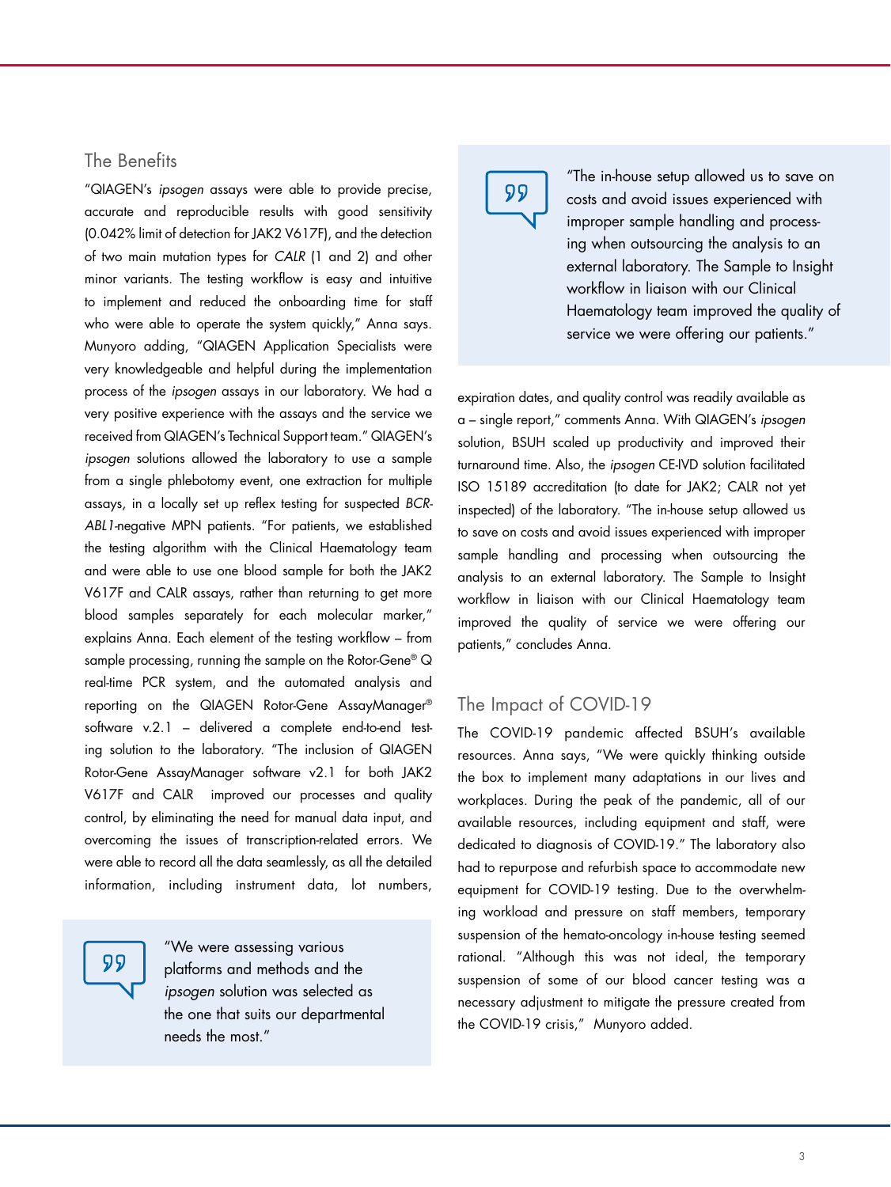## The Benefits

"QIAGEN's *ipsogen* assays were able to provide precise, accurate and reproducible results with good sensitivity (0.042% limit of detection for JAK2 V617F), and the detection of two main mutation types for *CALR* (1 and 2) and other minor variants. The testing workflow is easy and intuitive to implement and reduced the onboarding time for staff who were able to operate the system quickly," Anna says. Munyoro adding, "QIAGEN Application Specialists were very knowledgeable and helpful during the implementation process of the *ipsogen* assays in our laboratory. We had a very positive experience with the assays and the service we received from QIAGEN's Technical Support team." QIAGEN's *ipsogen* solutions allowed the laboratory to use a sample from a single phlebotomy event, one extraction for multiple assays, in a locally set up reflex testing for suspected *BCR-ABL1*-negative MPN patients. "For patients, we established the testing algorithm with the Clinical Haematology team and were able to use one blood sample for both the JAK2 V617F and CALR assays, rather than returning to get more blood samples separately for each molecular marker," explains Anna. Each element of the testing workflow – from sample processing, running the sample on the Rotor-Gene® Q real-time PCR system, and the automated analysis and reporting on the QIAGEN Rotor-Gene AssayManager® software v.2.1 – delivered a complete end-to-end testing solution to the laboratory. "The inclusion of QIAGEN Rotor-Gene AssayManager software v2.1 for both JAK2 V617F and CALR improved our processes and quality control, by eliminating the need for manual data input, and overcoming the issues of transcription-related errors. We were able to record all the data seamlessly, as all the detailed information, including instrument data, lot numbers, expiration dates, and quality control was readily available as a – single report," comments Anna. With QIAGEN's *ipsogen* solution, BSUH scaled up productivity and improved their turnaround time. Also, the *ipsogen* CE-IVD solution facilitated ISO 15189 accreditation (to date for JAK2; CALR not yet inspected) of the laboratory. "The in-house setup allowed us to save on costs and avoid issues experienced with improper sample handling and processing when outsourcing the analysis to an external laboratory. The Sample to Insight workflow in liaison with our Clinical Haematology team improved the quality of service we were offering our patients," concludes Anna.

> "We were assessing various platforms and methods and the *ipsogen* solution was selected as the one that suits our departmental needs the most."

> "The in-house setup allowed us to save on costs and avoid issues experienced with improper sample handling and processing when outsourcing the analysis to an external laboratory. The Sample to Insight workflow in liaison with our Clinical Haematology team improved the quality of service we were offering our patients."

## The Impact of COVID-19

The COVID-19 pandemic affected BSUH's available resources. Anna says, "We were quickly thinking outside the box to implement many adaptations in our lives and workplaces. During the peak of the pandemic, all of our available resources, including equipment and staff, were dedicated to diagnosis of COVID-19." The laboratory also had to repurpose and refurbish space to accommodate new equipment for COVID-19 testing. Due to the overwhelming workload and pressure on staff members, temporary suspension of the hemato-oncology in-house testing seemed rational. "Although this was not ideal, the temporary suspension of some of our blood cancer testing was a necessary adjustment to mitigate the pressure created from the COVID-19 crisis," Munyoro added.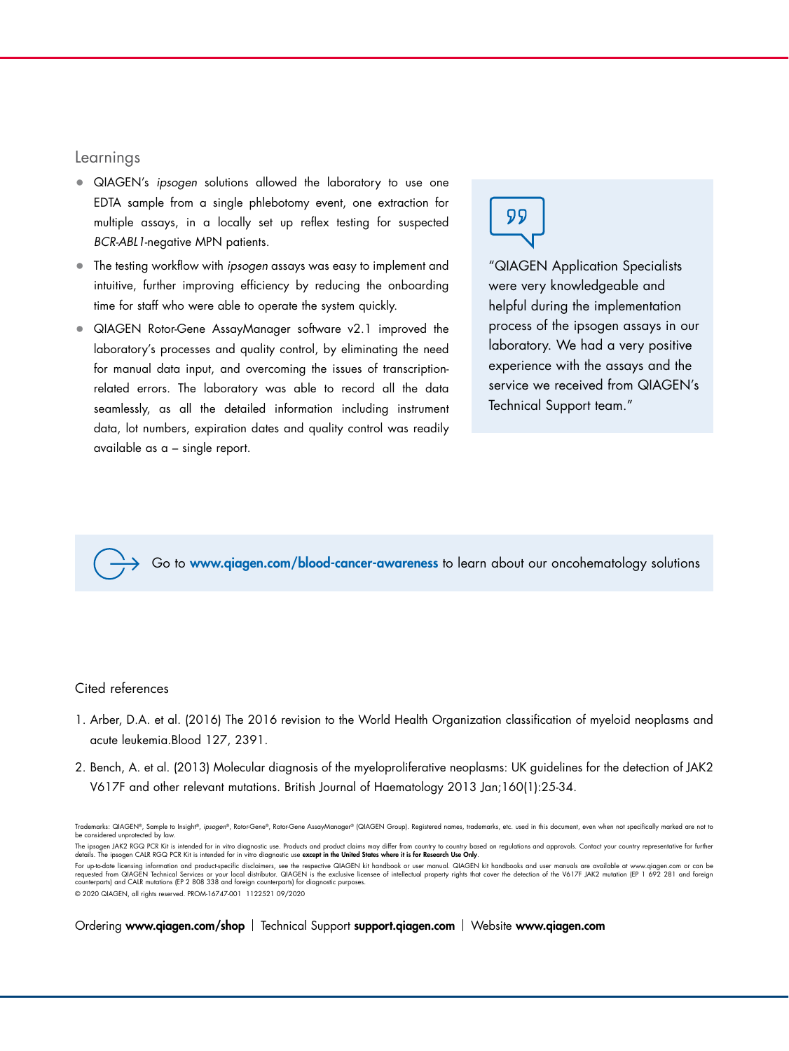## Learnings

- QIAGEN's *ipsogen* solutions allowed the laboratory to use one EDTA sample from a single phlebotomy event, one extraction for multiple assays, in a locally set up reflex testing for suspected *BCR-ABL1*-negative MPN patients.
- The testing workflow with *ipsogen* assays was easy to implement and intuitive, further improving efficiency by reducing the onboarding time for staff who were able to operate the system quickly.
- QIAGEN Rotor-Gene AssayManager software v2.1 improved the laboratory's processes and quality control, by eliminating the need for manual data input, and overcoming the issues of transcription-related errors. The laboratory was able to record all the data seamlessly, as all the detailed information including instrument data, lot numbers, expiration dates and quality control was readily available as a – single report.

"QIAGEN Application Specialists were very knowledgeable and helpful during the implementation process of the ipsogen assays in our laboratory. We had a very positive experience with the assays and the service we received from QIAGEN's Technical Support team."

Go to **www.qiagen.com/blood-cancer-awareness** to learn about our oncohematology solutions

## Cited references

1. Arber, D.A. et al. (2016) The 2016 revision to the World Health Organization classification of myeloid neoplasms and acute leukemia.Blood 127, 2391.
2. Bench, A. et al. (2013) Molecular diagnosis of the myeloproliferative neoplasms: UK guidelines for the detection of JAK2 V617F and other relevant mutations. British Journal of Haematology 2013 Jan;160(1):25-34.

Trademarks: QIAGEN®, Sample to Insight®, *ipsogen*®, Rotor-Gene®, Rotor-Gene AssayManager® (QIAGEN Group). Registered names, trademarks, etc. used in this document, even when not specifically marked are not to be considered unprotected by law.

The ipsogen JAK2 RGQ PCR Kit is intended for in vitro diagnostic use. Products and product claims may differ from country to country based on regulations and approvals. Contact your country representative for further details. The ipsogen CALR RGQ PCR Kit is intended for in vitro diagnostic use **except in the United States where it is for Research Use Only**.

For up-to-date licensing information and product-specific disclaimers, see the respective QIAGEN kit handbook or user manual. QIAGEN kit handbooks and user manuals are available at www.qiagen.com or can be requested from QIAGEN Technical Services or your local distributor. QIAGEN is the exclusive licensee of intellectual property rights that cover the detection of the V617F JAK2 mutation (EP 1 692 281 and foreign counterparts) and CALR mutations (EP 2 808 338 and foreign counterparts) for diagnostic purposes.

© 2020 QIAGEN, all rights reserved. PROM-16747-001 1122521 09/2020

Ordering **www.qiagen.com/shop** | Technical Support **support.qiagen.com** | Website **www.qiagen.com**